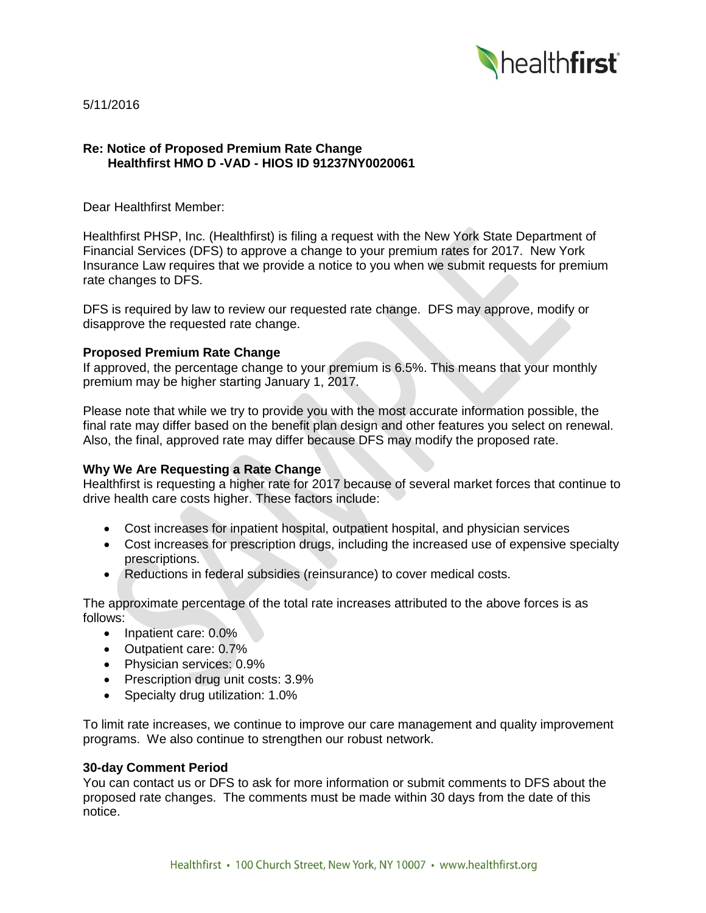5/11/2016

**Re: Notice of Proposed Premium Rate Change**
**Healthfirst HMO D -VAD - HIOS ID 91237NY0020061**

Dear Healthfirst Member:

Healthfirst PHSP, Inc. (Healthfirst) is filing a request with the New York State Department of Financial Services (DFS) to approve a change to your premium rates for 2017. New York Insurance Law requires that we provide a notice to you when we submit requests for premium rate changes to DFS.

DFS is required by law to review our requested rate change. DFS may approve, modify or disapprove the requested rate change.

**Proposed Premium Rate Change**

If approved, the percentage change to your premium is 6.5%. This means that your monthly premium may be higher starting January 1, 2017.

Please note that while we try to provide you with the most accurate information possible, the final rate may differ based on the benefit plan design and other features you select on renewal. Also, the final, approved rate may differ because DFS may modify the proposed rate.

**Why We Are Requesting a Rate Change**

Healthfirst is requesting a higher rate for 2017 because of several market forces that continue to drive health care costs higher. These factors include:

- Cost increases for inpatient hospital, outpatient hospital, and physician services
- Cost increases for prescription drugs, including the increased use of expensive specialty prescriptions.
- Reductions in federal subsidies (reinsurance) to cover medical costs.

The approximate percentage of the total rate increases attributed to the above forces is as follows:

- Inpatient care: 0.0%
- Outpatient care: 0.7%
- Physician services: 0.9%
- Prescription drug unit costs: 3.9%
- Specialty drug utilization: 1.0%

To limit rate increases, we continue to improve our care management and quality improvement programs. We also continue to strengthen our robust network.

**30-day Comment Period**

You can contact us or DFS to ask for more information or submit comments to DFS about the proposed rate changes. The comments must be made within 30 days from the date of this notice.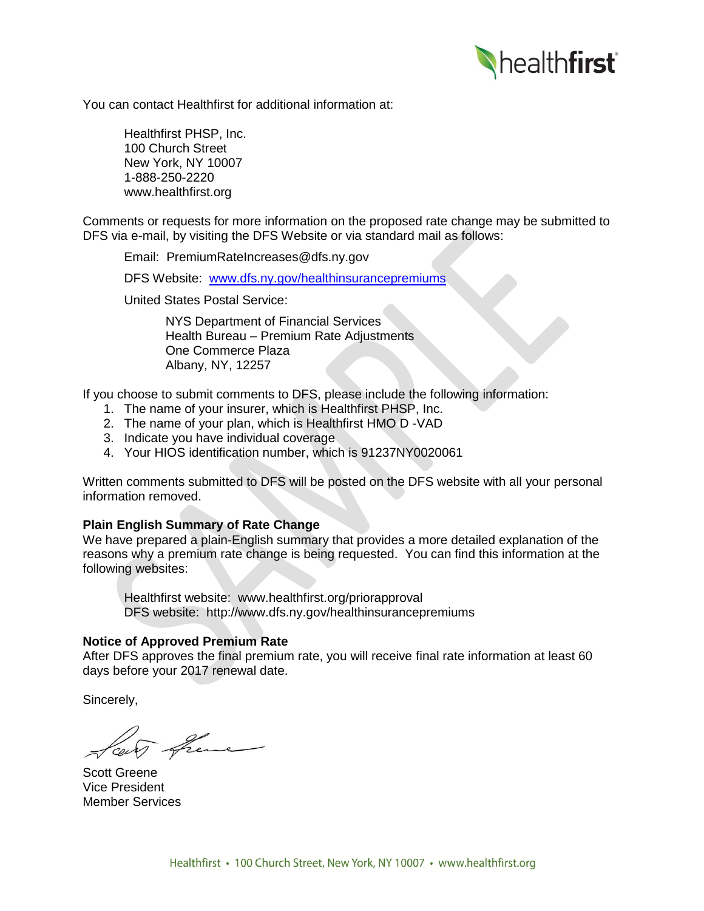You can contact Healthfirst for additional information at:

Healthfirst PHSP, Inc.
100 Church Street
New York, NY 10007
1-888-250-2220
www.healthfirst.org

Comments or requests for more information on the proposed rate change may be submitted to DFS via e-mail, by visiting the DFS Website or via standard mail as follows:

Email: PremiumRateIncreases@dfs.ny.gov

DFS Website: www.dfs.ny.gov/healthinsurancepremiums

United States Postal Service:

NYS Department of Financial Services
Health Bureau – Premium Rate Adjustments
One Commerce Plaza
Albany, NY, 12257

If you choose to submit comments to DFS, please include the following information:

1. The name of your insurer, which is Healthfirst PHSP, Inc.
2. The name of your plan, which is Healthfirst HMO D -VAD
3. Indicate you have individual coverage
4. Your HIOS identification number, which is 91237NY0020061

Written comments submitted to DFS will be posted on the DFS website with all your personal information removed.

**Plain English Summary of Rate Change**

We have prepared a plain-English summary that provides a more detailed explanation of the reasons why a premium rate change is being requested. You can find this information at the following websites:

Healthfirst website: www.healthfirst.org/priorapproval
DFS website: http://www.dfs.ny.gov/healthinsurancepremiums

**Notice of Approved Premium Rate**

After DFS approves the final premium rate, you will receive final rate information at least 60 days before your 2017 renewal date.

Sincerely,

Scott Greene
Vice President
Member Services